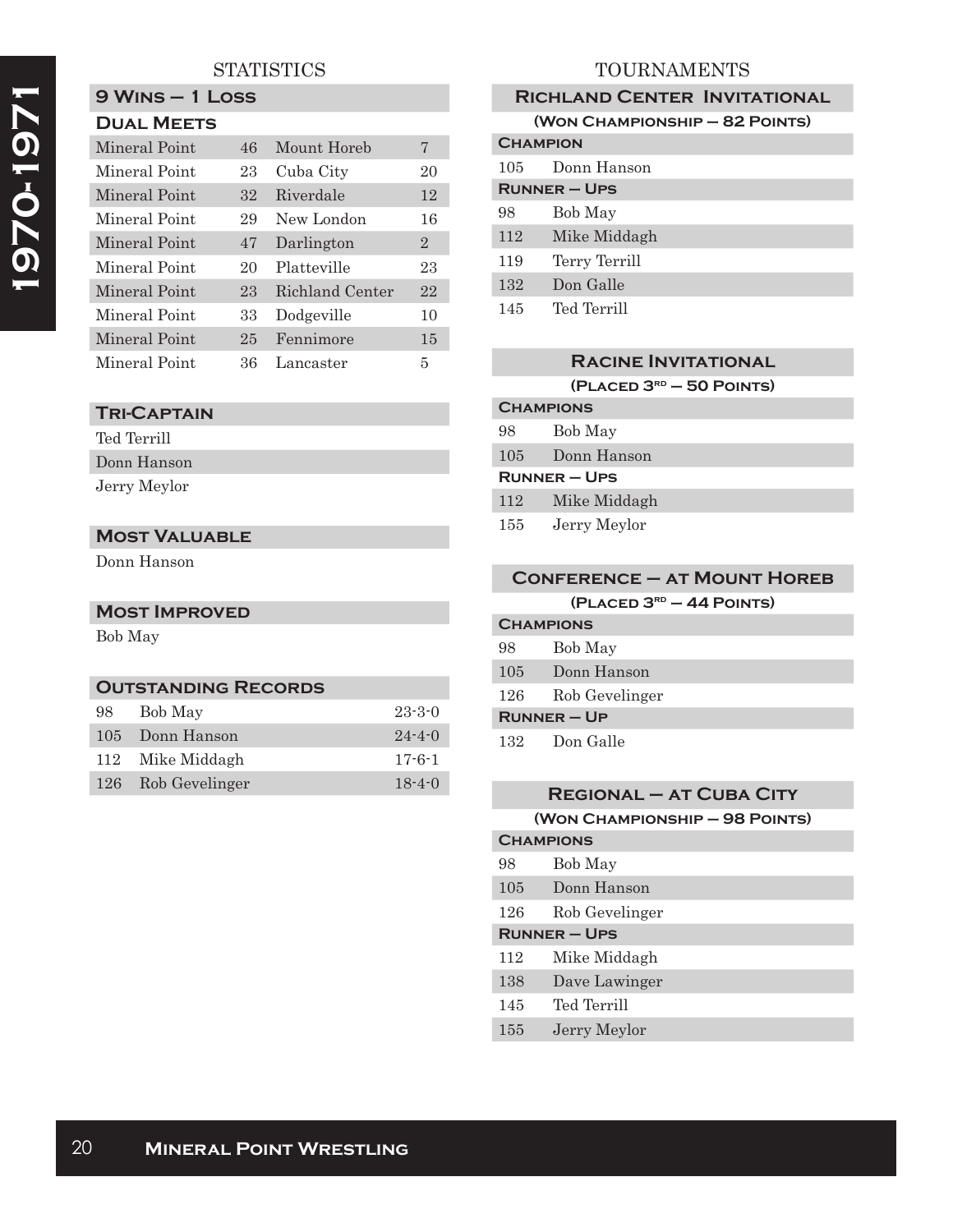# 1970-1971

## STATISTICS

### 9 Wins – 1 Loss

### Dual Meets

| Mineral Point | | Opponent | |
|---|---|---|---|
| Mineral Point | 46 | Mount Horeb | 7 |
| Mineral Point | 23 | Cuba City | 20 |
| Mineral Point | 32 | Riverdale | 12 |
| Mineral Point | 29 | New London | 16 |
| Mineral Point | 47 | Darlington | 2 |
| Mineral Point | 20 | Platteville | 23 |
| Mineral Point | 23 | Richland Center | 22 |
| Mineral Point | 33 | Dodgeville | 10 |
| Mineral Point | 25 | Fennimore | 15 |
| Mineral Point | 36 | Lancaster | 5 |

### Tri-Captain

Ted Terrill
Donn Hanson
Jerry Meylor

### Most Valuable

Donn Hanson

### Most Improved

Bob May

### Outstanding Records

| Weight | Name | Record |
|---|---|---|
| 98 | Bob May | 23-3-0 |
| 105 | Donn Hanson | 24-4-0 |
| 112 | Mike Middagh | 17-6-1 |
| 126 | Rob Gevelinger | 18-4-0 |

## TOURNAMENTS

### Richland Center Invitational

**(Won Championship – 82 Points)**

**Champion**

| Weight | Name |
|---|---|
| 105 | Donn Hanson |

**Runner – Ups**

| Weight | Name |
|---|---|
| 98 | Bob May |
| 112 | Mike Middagh |
| 119 | Terry Terrill |
| 132 | Don Galle |
| 145 | Ted Terrill |

### Racine Invitational

**(Placed 3rd – 50 Points)**

**Champions**

| Weight | Name |
|---|---|
| 98 | Bob May |
| 105 | Donn Hanson |

**Runner – Ups**

| Weight | Name |
|---|---|
| 112 | Mike Middagh |
| 155 | Jerry Meylor |

### Conference – at Mount Horeb

**(Placed 3rd – 44 Points)**

**Champions**

| Weight | Name |
|---|---|
| 98 | Bob May |
| 105 | Donn Hanson |
| 126 | Rob Gevelinger |

**Runner – Up**

| Weight | Name |
|---|---|
| 132 | Don Galle |

### Regional – at Cuba City

**(Won Championship – 98 Points)**

**Champions**

| Weight | Name |
|---|---|
| 98 | Bob May |
| 105 | Donn Hanson |
| 126 | Rob Gevelinger |

**Runner – Ups**

| Weight | Name |
|---|---|
| 112 | Mike Middagh |
| 138 | Dave Lawinger |
| 145 | Ted Terrill |
| 155 | Jerry Meylor |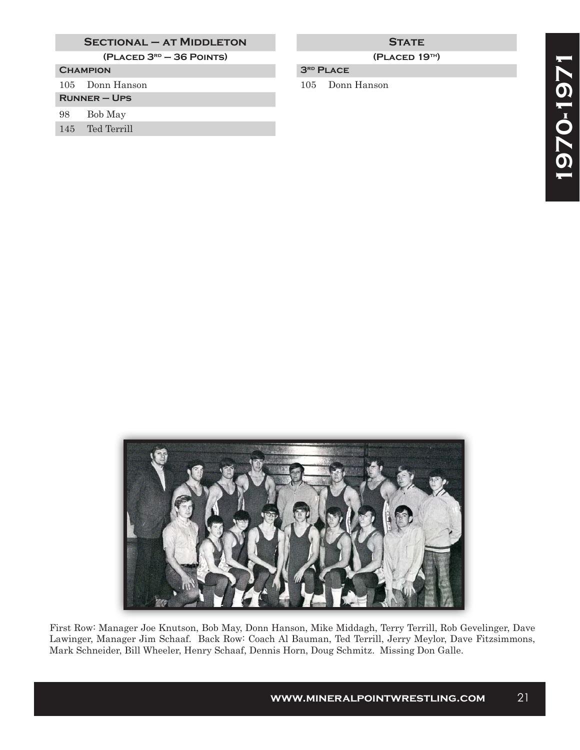## Sectional – at Middleton

**(Placed 3rd – 36 Points)**

| | |
|---|---|
| **Champion** | |
| 105 | Donn Hanson |
| **Runner – Ups** | |
| 98 | Bob May |
| 145 | Ted Terrill |

## State

**(Placed 19th)**

| | |
|---|---|
| **3rd Place** | |
| 105 | Donn Hanson |

1970-1971

First Row: Manager Joe Knutson, Bob May, Donn Hanson, Mike Middagh, Terry Terrill, Rob Gevelinger, Dave Lawinger, Manager Jim Schaaf. Back Row: Coach Al Bauman, Ted Terrill, Jerry Meylor, Dave Fitzsimmons, Mark Schneider, Bill Wheeler, Henry Schaaf, Dennis Horn, Doug Schmitz. Missing Don Galle.